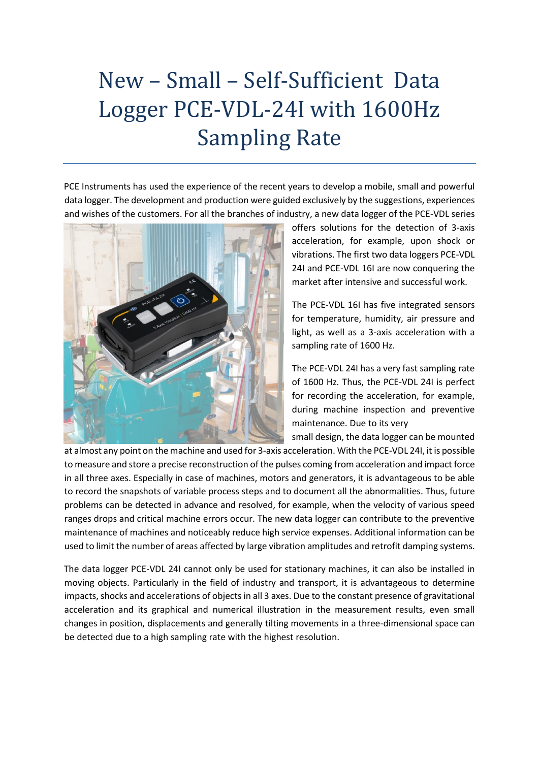# New – Small – Self-Sufficient Data Logger PCE-VDL-24I with 1600Hz Sampling Rate

PCE Instruments has used the experience of the recent years to develop a mobile, small and powerful data logger. The development and production were guided exclusively by the suggestions, experiences and wishes of the customers. For all the branches of industry, a new data logger of the PCE-VDL series offers solutions for the detection of 3-axis acceleration, for example, upon shock or vibrations. The first two data loggers PCE-VDL 24I and PCE-VDL 16I are now conquering the market after intensive and successful work.

The PCE-VDL 16I has five integrated sensors for temperature, humidity, air pressure and light, as well as a 3-axis acceleration with a sampling rate of 1600 Hz.

The PCE-VDL 24I has a very fast sampling rate of 1600 Hz. Thus, the PCE-VDL 24I is perfect for recording the acceleration, for example, during machine inspection and preventive maintenance. Due to its very small design, the data logger can be mounted at almost any point on the machine and used for 3-axis acceleration. With the PCE-VDL 24I, it is possible to measure and store a precise reconstruction of the pulses coming from acceleration and impact force in all three axes. Especially in case of machines, motors and generators, it is advantageous to be able to record the snapshots of variable process steps and to document all the abnormalities. Thus, future problems can be detected in advance and resolved, for example, when the velocity of various speed ranges drops and critical machine errors occur. The new data logger can contribute to the preventive maintenance of machines and noticeably reduce high service expenses. Additional information can be used to limit the number of areas affected by large vibration amplitudes and retrofit damping systems.

The data logger PCE-VDL 24I cannot only be used for stationary machines, it can also be installed in moving objects. Particularly in the field of industry and transport, it is advantageous to determine impacts, shocks and accelerations of objects in all 3 axes. Due to the constant presence of gravitational acceleration and its graphical and numerical illustration in the measurement results, even small changes in position, displacements and generally tilting movements in a three-dimensional space can be detected due to a high sampling rate with the highest resolution.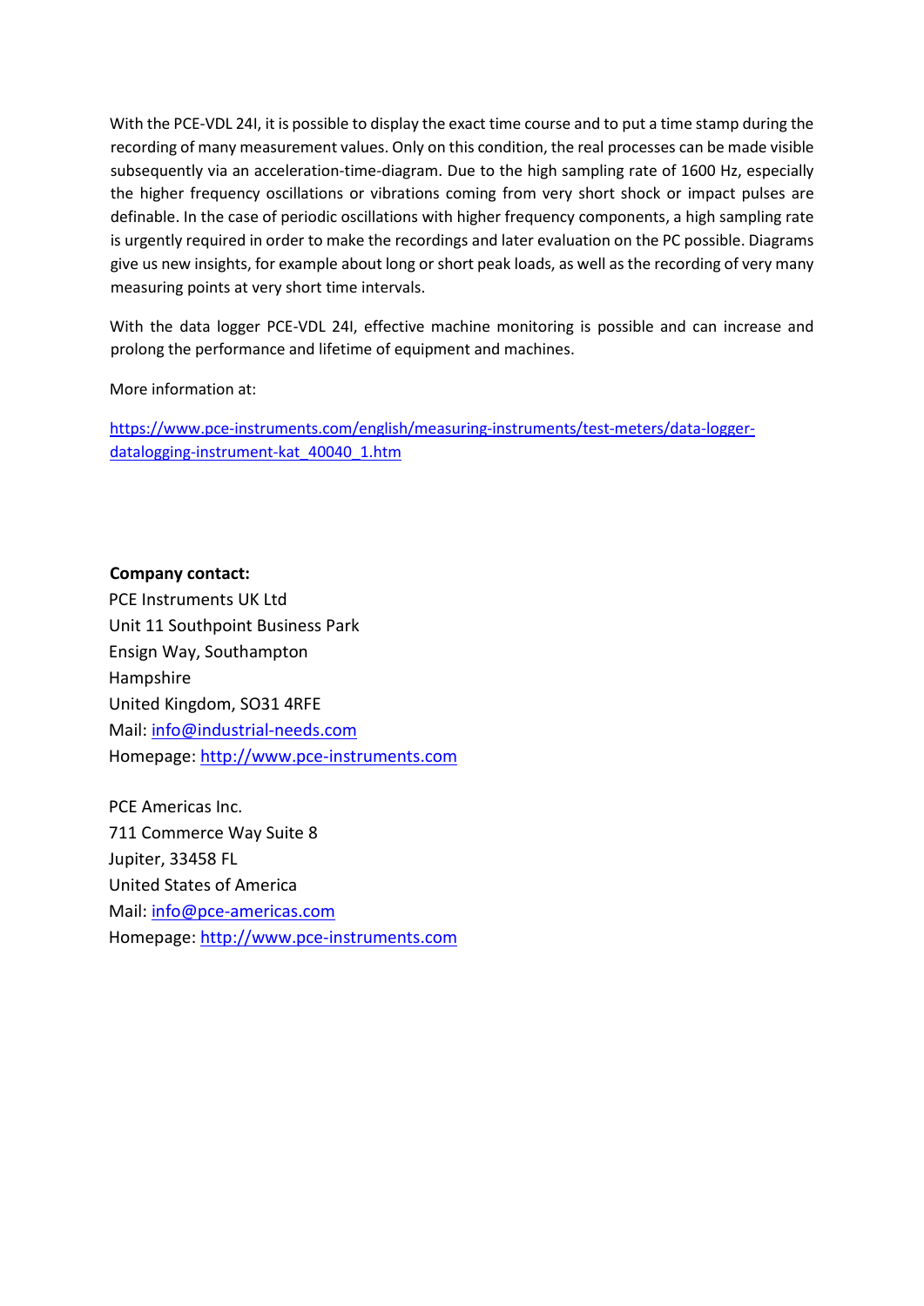With the PCE-VDL 24I, it is possible to display the exact time course and to put a time stamp during the recording of many measurement values. Only on this condition, the real processes can be made visible subsequently via an acceleration-time-diagram. Due to the high sampling rate of 1600 Hz, especially the higher frequency oscillations or vibrations coming from very short shock or impact pulses are definable. In the case of periodic oscillations with higher frequency components, a high sampling rate is urgently required in order to make the recordings and later evaluation on the PC possible. Diagrams give us new insights, for example about long or short peak loads, as well as the recording of very many measuring points at very short time intervals.

With the data logger PCE-VDL 24I, effective machine monitoring is possible and can increase and prolong the performance and lifetime of equipment and machines.

More information at:

[https://www.pce-instruments.com/english/measuring-instruments/test-meters/data-logger-datalogging-instrument-kat_40040_1.htm](https://www.pce-instruments.com/english/measuring-instruments/test-meters/data-logger-datalogging-instrument-kat_40040_1.htm)

**Company contact:**

PCE Instruments UK Ltd
Unit 11 Southpoint Business Park
Ensign Way, Southampton
Hampshire
United Kingdom, SO31 4RFE
Mail: [info@industrial-needs.com](mailto:info@industrial-needs.com)
Homepage: [http://www.pce-instruments.com](http://www.pce-instruments.com)

PCE Americas Inc.
711 Commerce Way Suite 8
Jupiter, 33458 FL
United States of America
Mail: [info@pce-americas.com](mailto:info@pce-americas.com)
Homepage: [http://www.pce-instruments.com](http://www.pce-instruments.com)